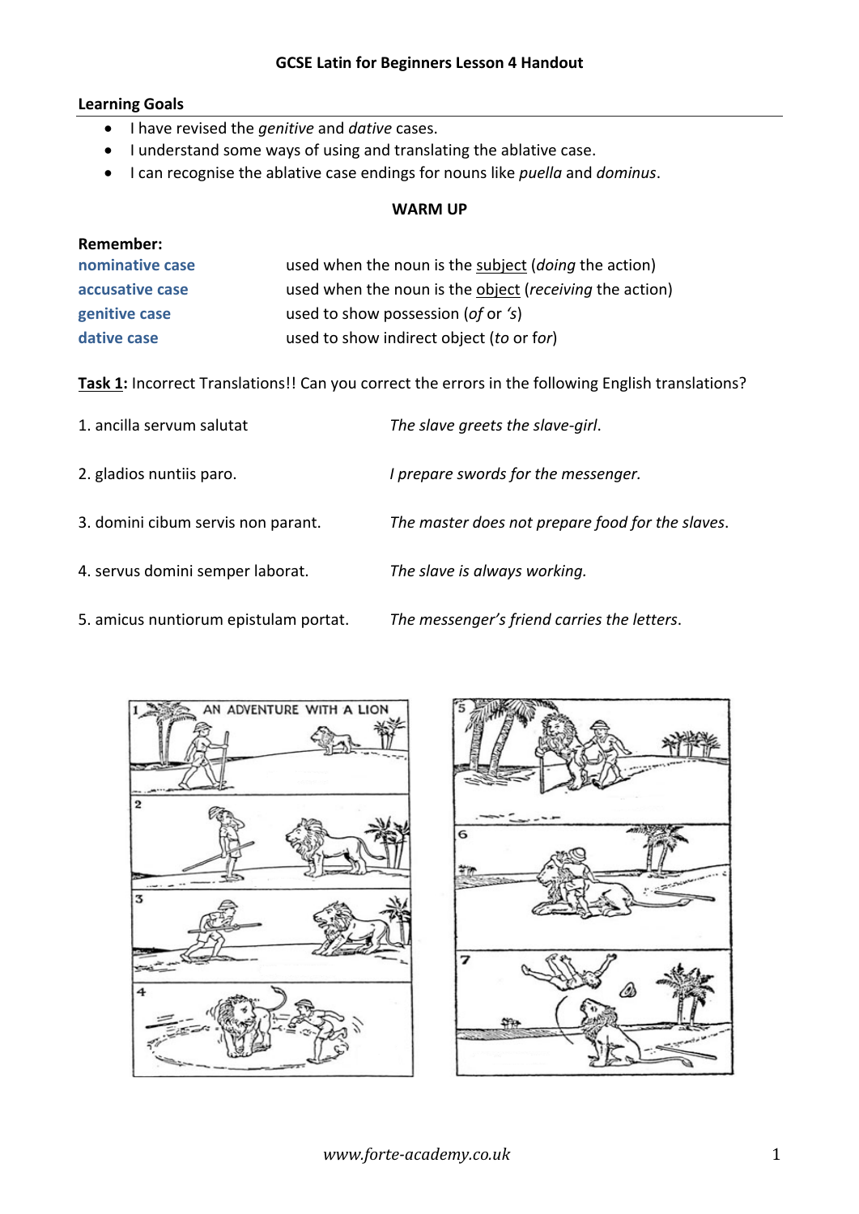# GCSE Latin for Beginners Lesson 4 Handout

**Learning Goals**

- I have revised the *genitive* and *dative* cases.
- I understand some ways of using and translating the ablative case.
- I can recognise the ablative case endings for nouns like *puella* and *dominus*.

## WARM UP

**Remember:**

| | |
|---|---|
| **nominative case** | used when the noun is the subject (*doing* the action) |
| **accusative case** | used when the noun is the object (*receiving* the action) |
| **genitive case** | used to show possession (*of* or *'s*) |
| **dative case** | used to show indirect object (*to* or *for*) |

**Task 1:** Incorrect Translations!! Can you correct the errors in the following English translations?

| | |
|---|---|
| 1. ancilla servum salutat | *The slave greets the slave-girl.* |
| 2. gladios nuntiis paro. | *I prepare swords for the messenger.* |
| 3. domini cibum servis non parant. | *The master does not prepare food for the slaves.* |
| 4. servus domini semper laborat. | *The slave is always working.* |
| 5. amicus nuntiorum epistulam portat. | *The messenger's friend carries the letters.* |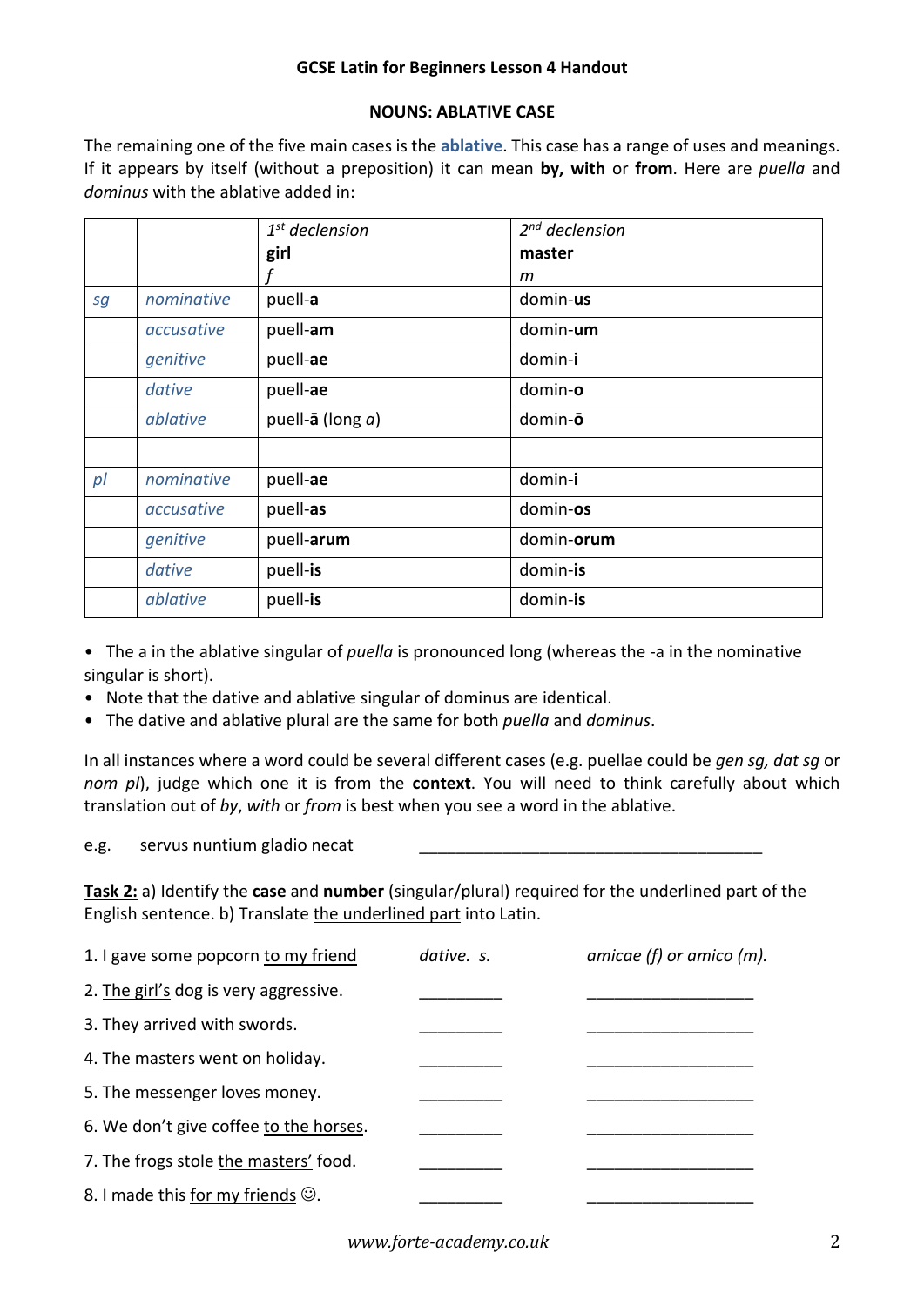**GCSE Latin for Beginners Lesson 4 Handout**

**NOUNS: ABLATIVE CASE**

The remaining one of the five main cases is the **ablative**. This case has a range of uses and meanings. If it appears by itself (without a preposition) it can mean **by, with** or **from**. Here are *puella* and *dominus* with the ablative added in:

| | | *1st declension* **girl** *f* | *2nd declension* **master** *m* |
|---|---|---|---|
| *sg* | *nominative* | puell-**a** | domin-**us** |
| | *accusative* | puell-**am** | domin-**um** |
| | *genitive* | puell-**ae** | domin-**i** |
| | *dative* | puell-**ae** | domin-**o** |
| | *ablative* | puell-**ā** (long *a*) | domin-**ō** |
| | | | |
| *pl* | *nominative* | puell-**ae** | domin-**i** |
| | *accusative* | puell-**as** | domin-**os** |
| | *genitive* | puell-**arum** | domin-**orum** |
| | *dative* | puell-**is** | domin-**is** |
| | *ablative* | puell-**is** | domin-**is** |

- The a in the ablative singular of *puella* is pronounced long (whereas the -a in the nominative singular is short).
- Note that the dative and ablative singular of dominus are identical.
- The dative and ablative plural are the same for both *puella* and *dominus*.

In all instances where a word could be several different cases (e.g. puellae could be *gen sg, dat sg* or *nom pl*), judge which one it is from the **context**. You will need to think carefully about which translation out of *by*, *with* or *from* is best when you see a word in the ablative.

e.g. servus nuntium gladio necat ________________________________________

**Task 2:** a) Identify the **case** and **number** (singular/plural) required for the underlined part of the English sentence. b) Translate the underlined part into Latin.

1. I gave some popcorn to my friend — *dative. s.* — *amicae (f) or amico (m).*
2. The girl's dog is very aggressive. __________ ____________________
3. They arrived with swords. __________ ____________________
4. The masters went on holiday. __________ ____________________
5. The messenger loves money. __________ ____________________
6. We don't give coffee to the horses. __________ ____________________
7. The frogs stole the masters' food. __________ ____________________
8. I made this for my friends ☺. __________ ____________________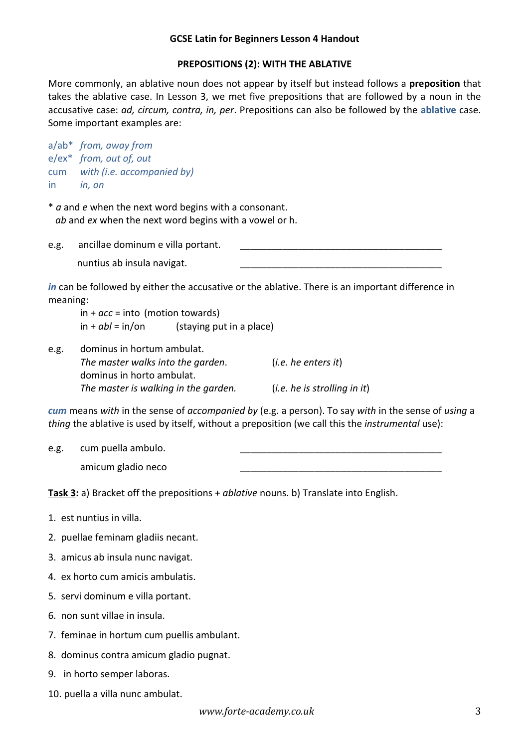**GCSE Latin for Beginners Lesson 4 Handout**

## PREPOSITIONS (2): WITH THE ABLATIVE

More commonly, an ablative noun does not appear by itself but instead follows a **preposition** that takes the ablative case. In Lesson 3, we met five prepositions that are followed by a noun in the accusative case: *ad, circum, contra, in, per*. Prepositions can also be followed by the **ablative** case. Some important examples are:

a/ab* *from, away from*
e/ex* *from, out of, out*
cum *with (i.e. accompanied by)*
in *in, on*

\* *a* and *e* when the next word begins with a consonant.
*ab* and *ex* when the next word begins with a vowel or h.

e.g. ancillae dominum e villa portant. _______________________________________

nuntius ab insula navigat. _______________________________________

***in*** can be followed by either the accusative or the ablative. There is an important difference in meaning:

in + *acc* = into (motion towards)
in + *abl* = in/on (staying put in a place)

e.g. dominus in hortum ambulat.
*The master walks into the garden.* (*i.e. he enters it*)
dominus in horto ambulat.
*The master is walking in the garden.* (*i.e. he is strolling in it*)

***cum*** means *with* in the sense of *accompanied by* (e.g. a person). To say *with* in the sense of *using* a *thing* the ablative is used by itself, without a preposition (we call this the *instrumental* use):

e.g. cum puella ambulo. _______________________________________

amicum gladio neco _______________________________________

**<u>Task 3</u>:** a) Bracket off the prepositions + *ablative* nouns. b) Translate into English.

1. est nuntius in villa.
2. puellae feminam gladiis necant.
3. amicus ab insula nunc navigat.
4. ex horto cum amicis ambulatis.
5. servi dominum e villa portant.
6. non sunt villae in insula.
7. feminae in hortum cum puellis ambulant.
8. dominus contra amicum gladio pugnat.
9. in horto semper laboras.
10. puella a villa nunc ambulat.

*www.forte-academy.co.uk*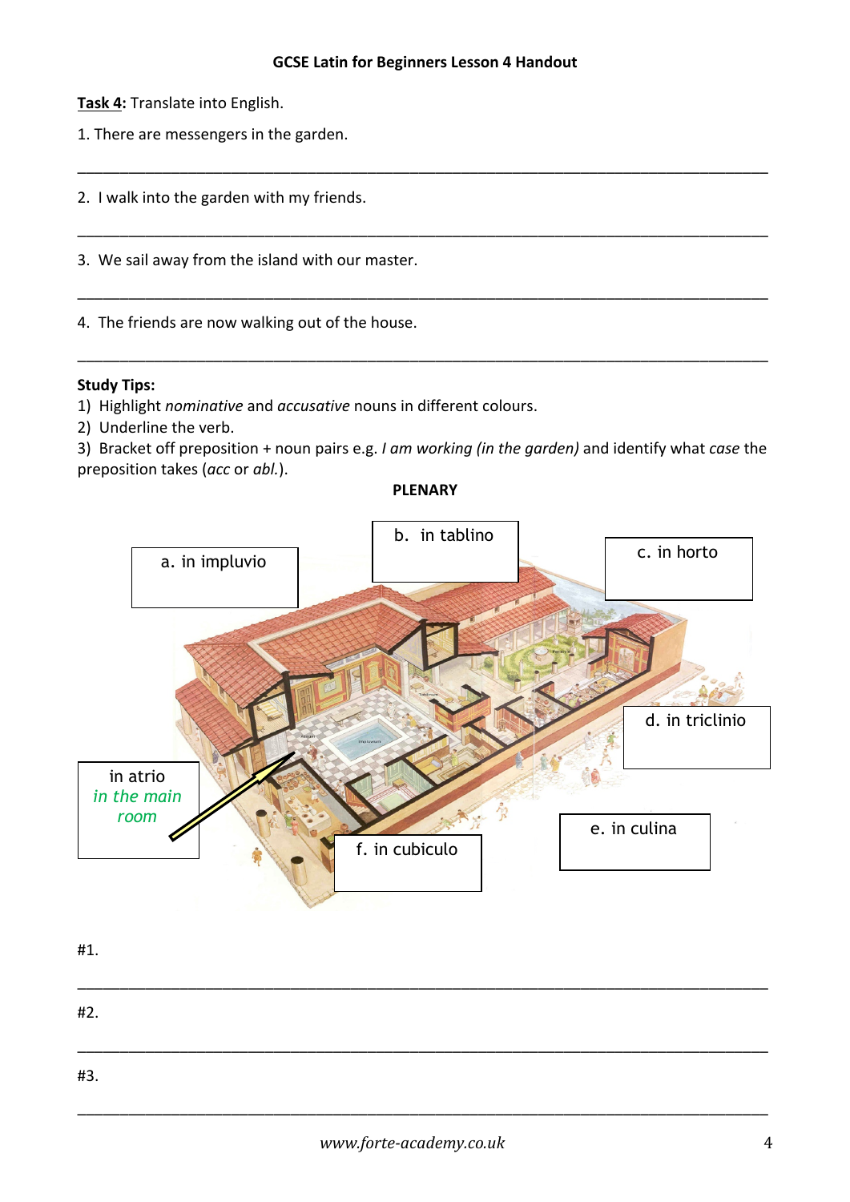**GCSE Latin for Beginners Lesson 4 Handout**

**Task 4:** Translate into English.

1. There are messengers in the garden.

___

2. I walk into the garden with my friends.

___

3. We sail away from the island with our master.

___

4. The friends are now walking out of the house.

___

**Study Tips:**

1) Highlight *nominative* and *accusative* nouns in different colours.
2) Underline the verb.
3) Bracket off preposition + noun pairs e.g. *I am working (in the garden)* and identify what *case* the preposition takes (*acc* or *abl.*).

**PLENARY**

a. in impluvio

b. in tablino

c. in horto

d. in triclinio

e. in culina

f. in cubiculo

in atrio
*in the main room*

#1.

___

#2.

___

#3.

___

*www.forte-academy.co.uk*